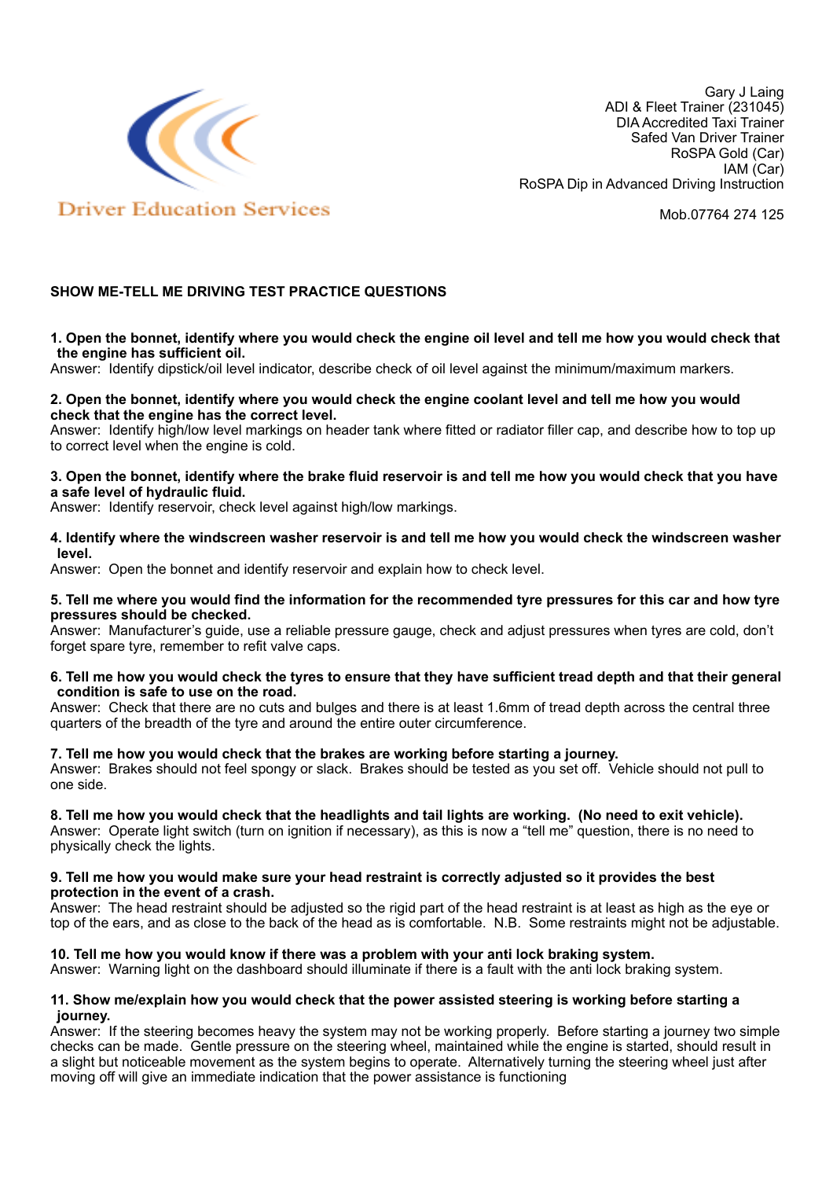Driver Education Services

Gary J Laing
ADI & Fleet Trainer (231045)
DIA Accredited Taxi Trainer
Safed Van Driver Trainer
RoSPA Gold (Car)
IAM (Car)
RoSPA Dip in Advanced Driving Instruction

Mob.07764 274 125

## SHOW ME-TELL ME DRIVING TEST PRACTICE QUESTIONS

**1. Open the bonnet, identify where you would check the engine oil level and tell me how you would check that the engine has sufficient oil.**
Answer: Identify dipstick/oil level indicator, describe check of oil level against the minimum/maximum markers.

**2. Open the bonnet, identify where you would check the engine coolant level and tell me how you would check that the engine has the correct level.**
Answer: Identify high/low level markings on header tank where fitted or radiator filler cap, and describe how to top up to correct level when the engine is cold.

**3. Open the bonnet, identify where the brake fluid reservoir is and tell me how you would check that you have a safe level of hydraulic fluid.**
Answer: Identify reservoir, check level against high/low markings.

**4. Identify where the windscreen washer reservoir is and tell me how you would check the windscreen washer level.**
Answer: Open the bonnet and identify reservoir and explain how to check level.

**5. Tell me where you would find the information for the recommended tyre pressures for this car and how tyre pressures should be checked.**
Answer: Manufacturer's guide, use a reliable pressure gauge, check and adjust pressures when tyres are cold, don't forget spare tyre, remember to refit valve caps.

**6. Tell me how you would check the tyres to ensure that they have sufficient tread depth and that their general condition is safe to use on the road.**
Answer: Check that there are no cuts and bulges and there is at least 1.6mm of tread depth across the central three quarters of the breadth of the tyre and around the entire outer circumference.

**7. Tell me how you would check that the brakes are working before starting a journey.**
Answer: Brakes should not feel spongy or slack. Brakes should be tested as you set off. Vehicle should not pull to one side.

**8. Tell me how you would check that the headlights and tail lights are working. (No need to exit vehicle).**
Answer: Operate light switch (turn on ignition if necessary), as this is now a "tell me" question, there is no need to physically check the lights.

**9. Tell me how you would make sure your head restraint is correctly adjusted so it provides the best protection in the event of a crash.**
Answer: The head restraint should be adjusted so the rigid part of the head restraint is at least as high as the eye or top of the ears, and as close to the back of the head as is comfortable. N.B. Some restraints might not be adjustable.

**10. Tell me how you would know if there was a problem with your anti lock braking system.**
Answer: Warning light on the dashboard should illuminate if there is a fault with the anti lock braking system.

**11. Show me/explain how you would check that the power assisted steering is working before starting a journey.**
Answer: If the steering becomes heavy the system may not be working properly. Before starting a journey two simple checks can be made. Gentle pressure on the steering wheel, maintained while the engine is started, should result in a slight but noticeable movement as the system begins to operate. Alternatively turning the steering wheel just after moving off will give an immediate indication that the power assistance is functioning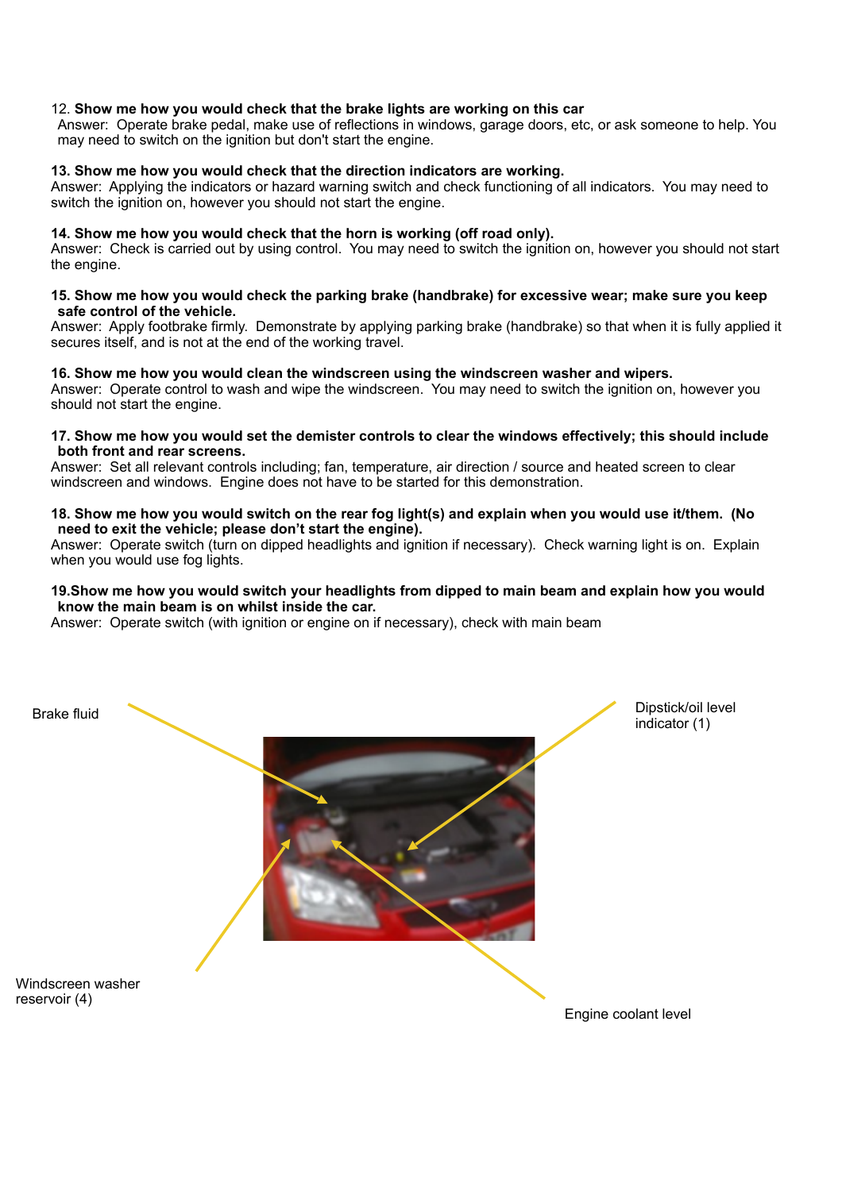12. **Show me how you would check that the brake lights are working on this car**
Answer: Operate brake pedal, make use of reflections in windows, garage doors, etc, or ask someone to help. You may need to switch on the ignition but don't start the engine.

**13. Show me how you would check that the direction indicators are working.**
Answer: Applying the indicators or hazard warning switch and check functioning of all indicators. You may need to switch the ignition on, however you should not start the engine.

**14. Show me how you would check that the horn is working (off road only).**
Answer: Check is carried out by using control. You may need to switch the ignition on, however you should not start the engine.

**15. Show me how you would check the parking brake (handbrake) for excessive wear; make sure you keep safe control of the vehicle.**
Answer: Apply footbrake firmly. Demonstrate by applying parking brake (handbrake) so that when it is fully applied it secures itself, and is not at the end of the working travel.

**16. Show me how you would clean the windscreen using the windscreen washer and wipers.**
Answer: Operate control to wash and wipe the windscreen. You may need to switch the ignition on, however you should not start the engine.

**17. Show me how you would set the demister controls to clear the windows effectively; this should include both front and rear screens.**
Answer: Set all relevant controls including; fan, temperature, air direction / source and heated screen to clear windscreen and windows. Engine does not have to be started for this demonstration.

**18. Show me how you would switch on the rear fog light(s) and explain when you would use it/them. (No need to exit the vehicle; please don't start the engine).**
Answer: Operate switch (turn on dipped headlights and ignition if necessary). Check warning light is on. Explain when you would use fog lights.

**19.Show me how you would switch your headlights from dipped to main beam and explain how you would know the main beam is on whilst inside the car.**
Answer: Operate switch (with ignition or engine on if necessary), check with main beam

Brake fluid

Dipstick/oil level indicator (1)

Windscreen washer reservoir (4)

Engine coolant level